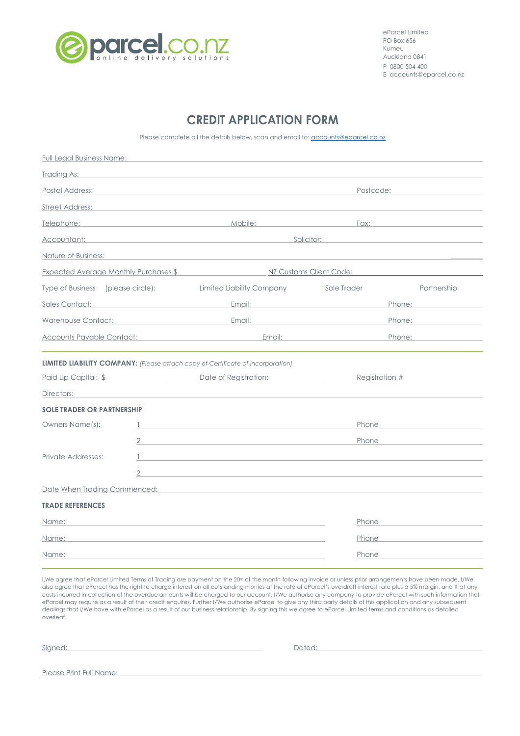eparcel.co.nz
online delivery solutions

eParcel Limited
PO Box 656
Kumeu
Auckland 0841
P 0800 504 400
E accounts@eparcel.co.nz

# CREDIT APPLICATION FORM

Please complete all the details below, scan and email to: accounts@eparcel.co.nz

Full Legal Business Name: ______________________________

Trading As: ______________________________

Postal Address: ______________________________ Postcode: __________

Street Address: ______________________________

Telephone: __________ Mobile: __________ Fax: __________

Accountant: __________ Solicitor: __________

Nature of Business: ______________________________

Expected Average Monthly Purchases $ __________ NZ Customs Client Code: __________

Type of Business (please circle): Limited Liability Company Sole Trader Partnership

Sales Contact: __________ Email: __________ Phone: __________

Warehouse Contact: __________ Email: __________ Phone: __________

Accounts Payable Contact: __________ Email: __________ Phone: __________

**LIMITED LIABILITY COMPANY:** *(Please attach copy of Certificate of Incorporation)*

Paid Up Capital: $ __________ Date of Registration: __________ Registration # __________

Directors: ______________________________

**SOLE TRADER OR PARTNERSHIP**

Owners Name(s): 1 ______________________________ Phone __________

2 ______________________________ Phone __________

Private Addresses: 1 ______________________________

2 ______________________________

Date When Trading Commenced: ______________________________

**TRADE REFERENCES**

Name: ______________________________ Phone __________

Name: ______________________________ Phone __________

Name: ______________________________ Phone __________

I,We agree that eParcel Limited Terms of Trading are payment on the 20th of the month following invoice or unless prior arrangements have been made. I/We also agree that eParcel has the right to charge interest on all outstanding monies at the rate of eParcel's overdraft interest rate plus a 5% margin, and that any costs incurred in collection of the overdue amounts will be charged to our account. I/We authorise any company to provide eParcel with such information that eParcel may require as a result of their credit enquires. Further I/We authorise eParcel to give any third party details of this application and any subsequent dealings that I/We have with eParcel as a result of our business relationship. By signing this we agree to eParcel Limited terms and conditions as detailed overleaf.

Signed: ______________________________ Dated: __________

Please Print Full Name: ______________________________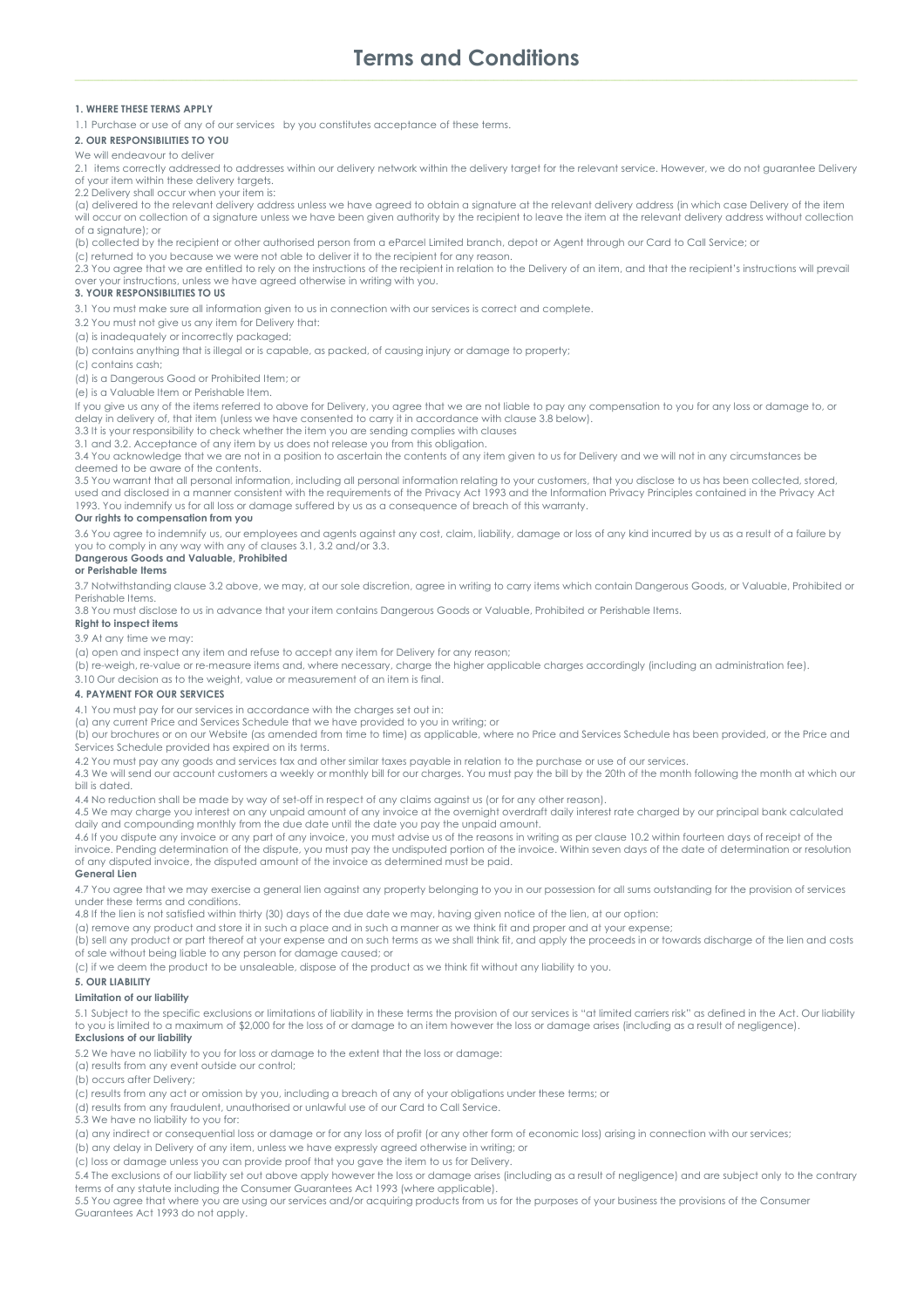# Terms and Conditions

**1. WHERE THESE TERMS APPLY**

1.1 Purchase or use of any of our services by you constitutes acceptance of these terms.

**2. OUR RESPONSIBILITIES TO YOU**

We will endeavour to deliver

2.1 items correctly addressed to addresses within our delivery network within the delivery target for the relevant service. However, we do not guarantee Delivery of your item within these delivery targets.

2.2 Delivery shall occur when your item is:

(a) delivered to the relevant delivery address unless we have agreed to obtain a signature at the relevant delivery address (in which case Delivery of the item will occur on collection of a signature unless we have been given authority by the recipient to leave the item at the relevant delivery address without collection of a signature); or

(b) collected by the recipient or other authorised person from a eParcel Limited branch, depot or Agent through our Card to Call Service; or

(c) returned to you because we were not able to deliver it to the recipient for any reason.

2.3 You agree that we are entitled to rely on the instructions of the recipient in relation to the Delivery of an item, and that the recipient's instructions will prevail over your instructions, unless we have agreed otherwise in writing with you.

**3. YOUR RESPONSIBILITIES TO US**

3.1 You must make sure all information given to us in connection with our services is correct and complete.

3.2 You must not give us any item for Delivery that:

(a) is inadequately or incorrectly packaged;

(b) contains anything that is illegal or is capable, as packed, of causing injury or damage to property;

(c) contains cash;

(d) is a Dangerous Good or Prohibited Item; or

(e) is a Valuable Item or Perishable Item.

If you give us any of the items referred to above for Delivery, you agree that we are not liable to pay any compensation to you for any loss or damage to, or delay in delivery of, that item (unless we have consented to carry it in accordance with clause 3.8 below).

3.3 It is your responsibility to check whether the item you are sending complies with clauses 3.1 and 3.2. Acceptance of any item by us does not release you from this obligation.

3.4 You acknowledge that we are not in a position to ascertain the contents of any item given to us for Delivery and we will not in any circumstances be deemed to be aware of the contents.

3.5 You warrant that all personal information, including all personal information relating to your customers, that you disclose to us has been collected, stored, used and disclosed in a manner consistent with the requirements of the Privacy Act 1993 and the Information Privacy Principles contained in the Privacy Act 1993. You indemnify us for all loss or damage suffered by us as a consequence of breach of this warranty.

**Our rights to compensation from you**

3.6 You agree to indemnify us, our employees and agents against any cost, claim, liability, damage or loss of any kind incurred by us as a result of a failure by you to comply in any way with any of clauses 3.1, 3.2 and/or 3.3.

**Dangerous Goods and Valuable, Prohibited or Perishable Items**

3.7 Notwithstanding clause 3.2 above, we may, at our sole discretion, agree in writing to carry items which contain Dangerous Goods, or Valuable, Prohibited or Perishable Items.

3.8 You must disclose to us in advance that your item contains Dangerous Goods or Valuable, Prohibited or Perishable Items.

**Right to inspect items**

3.9 At any time we may:

(a) open and inspect any item and refuse to accept any item for Delivery for any reason;

(b) re-weigh, re-value or re-measure items and, where necessary, charge the higher applicable charges accordingly (including an administration fee).

3.10 Our decision as to the weight, value or measurement of an item is final.

**4. PAYMENT FOR OUR SERVICES**

4.1 You must pay for our services in accordance with the charges set out in:

(a) any current Price and Services Schedule that we have provided to you in writing; or

(b) our brochures or on our Website (as amended from time to time) as applicable, where no Price and Services Schedule has been provided, or the Price and Services Schedule provided has expired on its terms.

4.2 You must pay any goods and services tax and other similar taxes payable in relation to the purchase or use of our services.

4.3 We will send our account customers a weekly or monthly bill for our charges. You must pay the bill by the 20th of the month following the month at which our bill is dated.

4.4 No reduction shall be made by way of set-off in respect of any claims against us (or for any other reason).

4.5 We may charge you interest on any unpaid amount of any invoice at the overnight overdraft daily interest rate charged by our principal bank calculated daily and compounding monthly from the due date until the date you pay the unpaid amount.

4.6 If you dispute any invoice or any part of any invoice, you must advise us of the reasons in writing as per clause 10.2 within fourteen days of receipt of the invoice. Pending determination of the dispute, you must pay the undisputed portion of the invoice. Within seven days of the date of determination or resolution of any disputed invoice, the disputed amount of the invoice as determined must be paid.

**General Lien**

4.7 You agree that we may exercise a general lien against any property belonging to you in our possession for all sums outstanding for the provision of services under these terms and conditions.

4.8 If the lien is not satisfied within thirty (30) days of the due date we may, having given notice of the lien, at our option:

(a) remove any product and store it in such a place and in such a manner as we think fit and proper and at your expense;

(b) sell any product or part thereof at your expense and on such terms as we shall think fit, and apply the proceeds in or towards discharge of the lien and costs of sale without being liable to any person for damage caused; or

(c) if we deem the product to be unsaleable, dispose of the product as we think fit without any liability to you.

**5. OUR LIABILITY**

**Limitation of our liability**

5.1 Subject to the specific exclusions or limitations of liability in these terms the provision of our services is "at limited carriers risk" as defined in the Act. Our liability to you is limited to a maximum of $2,000 for the loss of or damage to an item however the loss or damage arises (including as a result of negligence).

**Exclusions of our liability**

5.2 We have no liability to you for loss or damage to the extent that the loss or damage:

(a) results from any event outside our control;

(b) occurs after Delivery;

(c) results from any act or omission by you, including a breach of any of your obligations under these terms; or

(d) results from any fraudulent, unauthorised or unlawful use of our Card to Call Service.

5.3 We have no liability to you for:

(a) any indirect or consequential loss or damage or for any loss of profit (or any other form of economic loss) arising in connection with our services;

(b) any delay in Delivery of any item, unless we have expressly agreed otherwise in writing; or

(c) loss or damage unless you can provide proof that you gave the item to us for Delivery.

5.4 The exclusions of our liability set out above apply however the loss or damage arises (including as a result of negligence) and are subject only to the contrary terms of any statute including the Consumer Guarantees Act 1993 (where applicable).

5.5 You agree that where you are using our services and/or acquiring products from us for the purposes of your business the provisions of the Consumer Guarantees Act 1993 do not apply.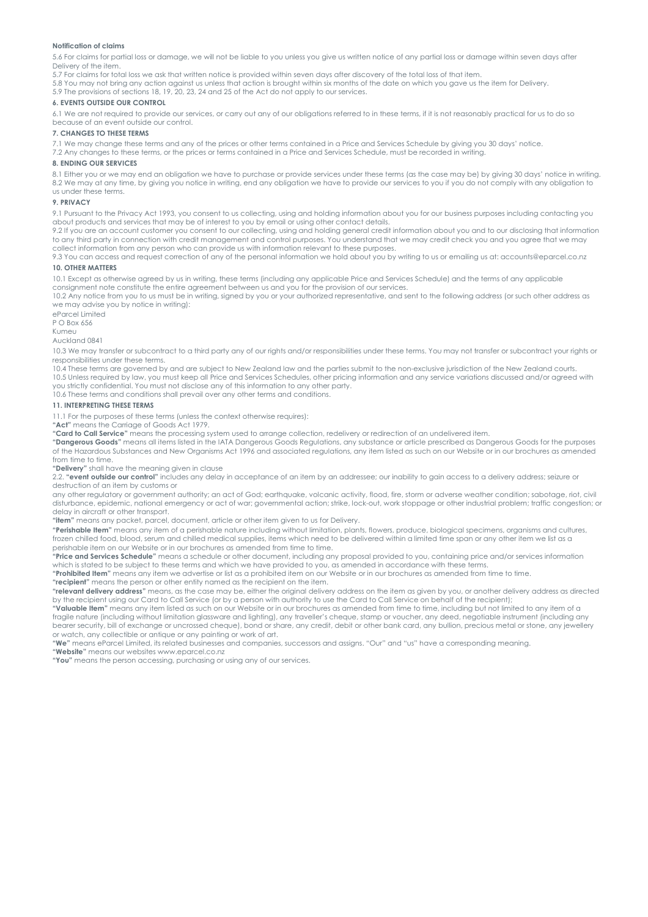**Notification of claims**

5.6 For claims for partial loss or damage, we will not be liable to you unless you give us written notice of any partial loss or damage within seven days after Delivery of the item.
5.7 For claims for total loss we ask that written notice is provided within seven days after discovery of the total loss of that item.
5.8 You may not bring any action against us unless that action is brought within six months of the date on which you gave us the item for Delivery.
5.9 The provisions of sections 18, 19, 20, 23, 24 and 25 of the Act do not apply to our services.

**6. EVENTS OUTSIDE OUR CONTROL**

6.1 We are not required to provide our services, or carry out any of our obligations referred to in these terms, if it is not reasonably practical for us to do so because of an event outside our control.

**7. CHANGES TO THESE TERMS**

7.1 We may change these terms and any of the prices or other terms contained in a Price and Services Schedule by giving you 30 days' notice.
7.2 Any changes to these terms, or the prices or terms contained in a Price and Services Schedule, must be recorded in writing.

**8. ENDING OUR SERVICES**

8.1 Either you or we may end an obligation we have to purchase or provide services under these terms (as the case may be) by giving 30 days' notice in writing.
8.2 We may at any time, by giving you notice in writing, end any obligation we have to provide our services to you if you do not comply with any obligation to us under these terms.

**9. PRIVACY**

9.1 Pursuant to the Privacy Act 1993, you consent to us collecting, using and holding information about you for our business purposes including contacting you about products and services that may be of interest to you by email or using other contact details.
9.2 If you are an account customer you consent to our collecting, using and holding general credit information about you and to our disclosing that information to any third party in connection with credit management and control purposes. You understand that we may credit check you and you agree that we may collect information from any person who can provide us with information relevant to these purposes.
9.3 You can access and request correction of any of the personal information we hold about you by writing to us or emailing us at: accounts@eparcel.co.nz

**10. OTHER MATTERS**

10.1 Except as otherwise agreed by us in writing, these terms (including any applicable Price and Services Schedule) and the terms of any applicable consignment note constitute the entire agreement between us and you for the provision of our services.
10.2 Any notice from you to us must be in writing, signed by you or your authorized representative, and sent to the following address (or such other address as we may advise you by notice in writing):
eParcel Limited
P O Box 656
Kumeu
Auckland 0841
10.3 We may transfer or subcontract to a third party any of our rights and/or responsibilities under these terms. You may not transfer or subcontract your rights or responsibilities under these terms.
10.4 These terms are governed by and are subject to New Zealand law and the parties submit to the non-exclusive jurisdiction of the New Zealand courts.
10.5 Unless required by law, you must keep all Price and Services Schedules, other pricing information and any service variations discussed and/or agreed with you strictly confidential. You must not disclose any of this information to any other party.
10.6 These terms and conditions shall prevail over any other terms and conditions.

**11. INTERPRETING THESE TERMS**

11.1 For the purposes of these terms (unless the context otherwise requires):
**"Act"** means the Carriage of Goods Act 1979.
**"Card to Call Service"** means the processing system used to arrange collection, redelivery or redirection of an undelivered item.
**"Dangerous Goods"** means all items listed in the IATA Dangerous Goods Regulations, any substance or article prescribed as Dangerous Goods for the purposes of the Hazardous Substances and New Organisms Act 1996 and associated regulations, any item listed as such on our Website or in our brochures as amended from time to time.
**"Delivery"** shall have the meaning given in clause
2.2. **"event outside our control"** includes any delay in acceptance of an item by an addressee; our inability to gain access to a delivery address; seizure or destruction of an item by customs or
any other regulatory or government authority; an act of God; earthquake, volcanic activity, flood, fire, storm or adverse weather condition; sabotage, riot, civil disturbance, epidemic, national emergency or act of war; governmental action; strike, lock-out, work stoppage or other industrial problem; traffic congestion; or delay in aircraft or other transport.
**"item"** means any packet, parcel, document, article or other item given to us for Delivery.
**"Perishable Item"** means any item of a perishable nature including without limitation, plants, flowers, produce, biological specimens, organisms and cultures, frozen chilled food, blood, serum and chilled medical supplies, items which need to be delivered within a limited time span or any other item we list as a perishable item on our Website or in our brochures as amended from time to time.
**"Price and Services Schedule"** means a schedule or other document, including any proposal provided to you, containing price and/or services information which is stated to be subject to these terms and which we have provided to you, as amended in accordance with these terms.
**"Prohibited Item"** means any item we advertise or list as a prohibited item on our Website or in our brochures as amended from time to time.
**"recipient"** means the person or other entity named as the recipient on the item.
**"relevant delivery address"** means, as the case may be, either the original delivery address on the item as given by you, or another delivery address as directed by the recipient using our Card to Call Service (or by a person with authority to use the Card to Call Service on behalf of the recipient);
**"Valuable Item"** means any item listed as such on our Website or in our brochures as amended from time to time, including but not limited to any item of a fragile nature (including without limitation glassware and lighting), any traveller's cheque, stamp or voucher, any deed, negotiable instrument (including any bearer security, bill of exchange or uncrossed cheque), bond or share, any credit, debit or other bank card, any bullion, precious metal or stone, any jewellery or watch, any collectible or antique or any painting or work of art.
**"We"** means eParcel Limited, its related businesses and companies, successors and assigns. "Our" and "us" have a corresponding meaning.
**"Website"** means our websites www.eparcel.co.nz
**"You"** means the person accessing, purchasing or using any of our services.